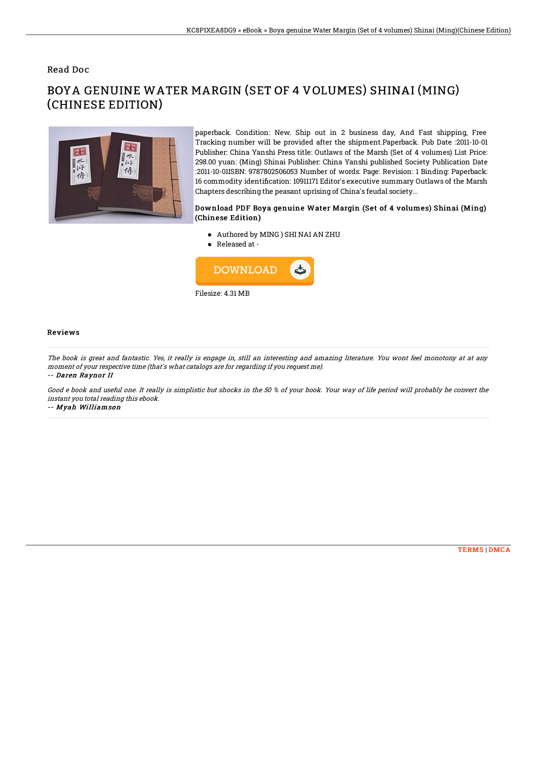Read Doc

# BOYA GENUINE WATER MARGIN (SET OF 4 VOLUMES) SHINAI (MING) (CHINESE EDITION)

paperback. Condition: New. Ship out in 2 business day, And Fast shipping, Free Tracking number will be provided after the shipment.Paperback. Pub Date :2011-10-01 Publisher: China Yanshi Press title: Outlaws of the Marsh (Set of 4 volumes) List Price: 298.00 yuan: (Ming) Shinai Publisher: China Yanshi published Society Publication Date :2011-10-01ISBN: 9787802506053 Number of words: Page: Revision: 1 Binding: Paperback: 16 commodity identification: 10911171 Editor's executive summary Outlaws of the Marsh Chapters describing the peasant uprising of China's feudal society...

### Download PDF Boya genuine Water Margin (Set of 4 volumes) Shinai (Ming) (Chinese Edition)

- Authored by MING ) SHI NAI AN ZHU
- Released at -

Filesize: 4.31 MB

### Reviews

*The book is great and fantastic. Yes, it really is engage in, still an interesting and amazing literature. You wont feel monotony at at any moment of your respective time (that's what catalogs are for regarding if you request me).*

*-- **Daren Raynor II***

*Good e book and useful one. It really is simplistic but shocks in the 50 % of your book. Your way of life period will probably be convert the instant you total reading this ebook.*

*-- **Myah Williamson***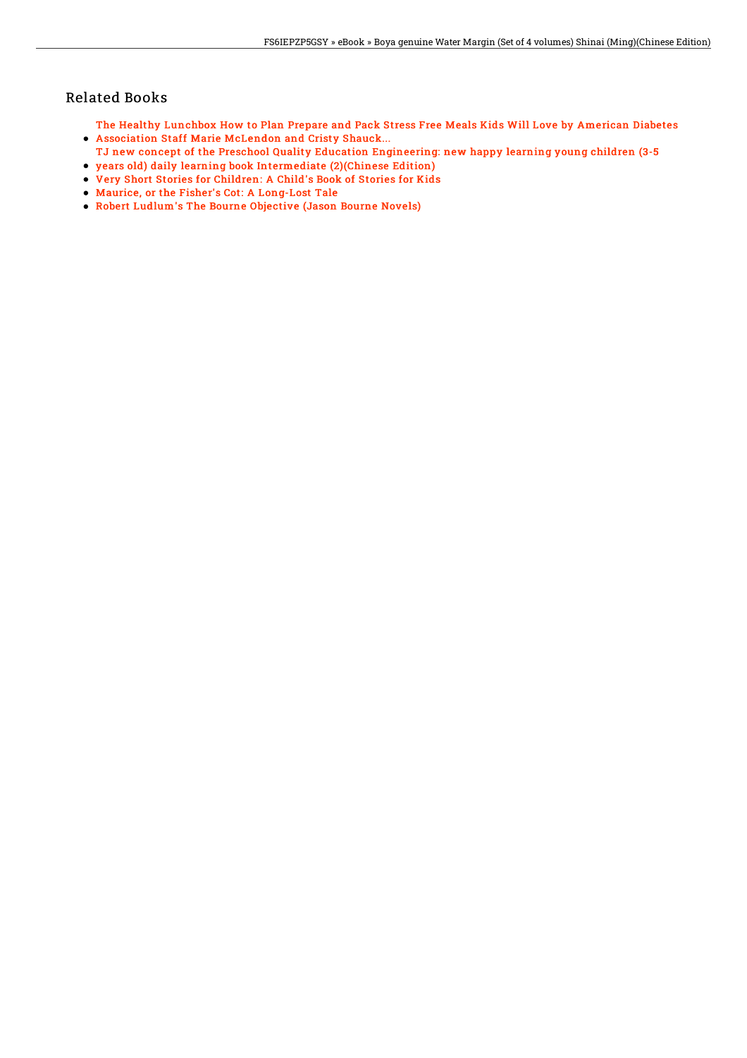## Related Books

- The Healthy Lunchbox How to Plan Prepare and Pack Stress Free Meals Kids Will Love by American Diabetes Association Staff Marie McLendon and Cristy Shauck...
- TJ new concept of the Preschool Quality Education Engineering: new happy learning young children (3-5 years old) daily learning book Intermediate (2)(Chinese Edition)
- Very Short Stories for Children: A Child's Book of Stories for Kids
- Maurice, or the Fisher's Cot: A Long-Lost Tale
- Robert Ludlum's The Bourne Objective (Jason Bourne Novels)